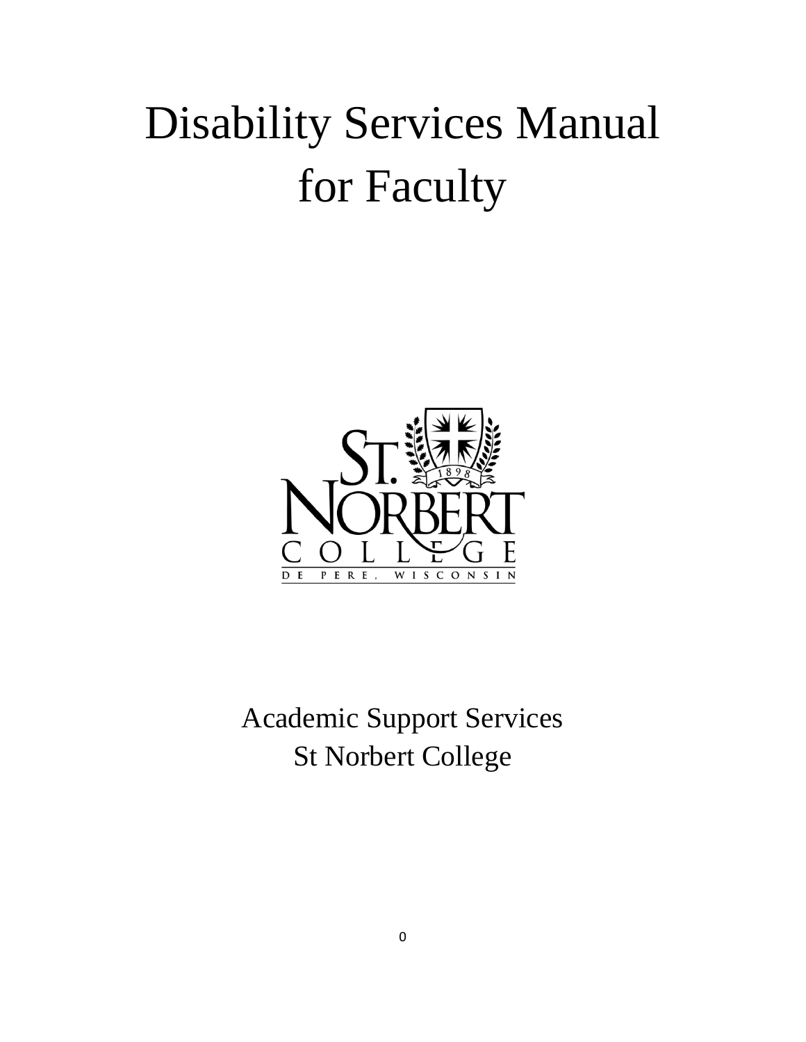# Disability Services Manual for Faculty

Academic Support Services
St Norbert College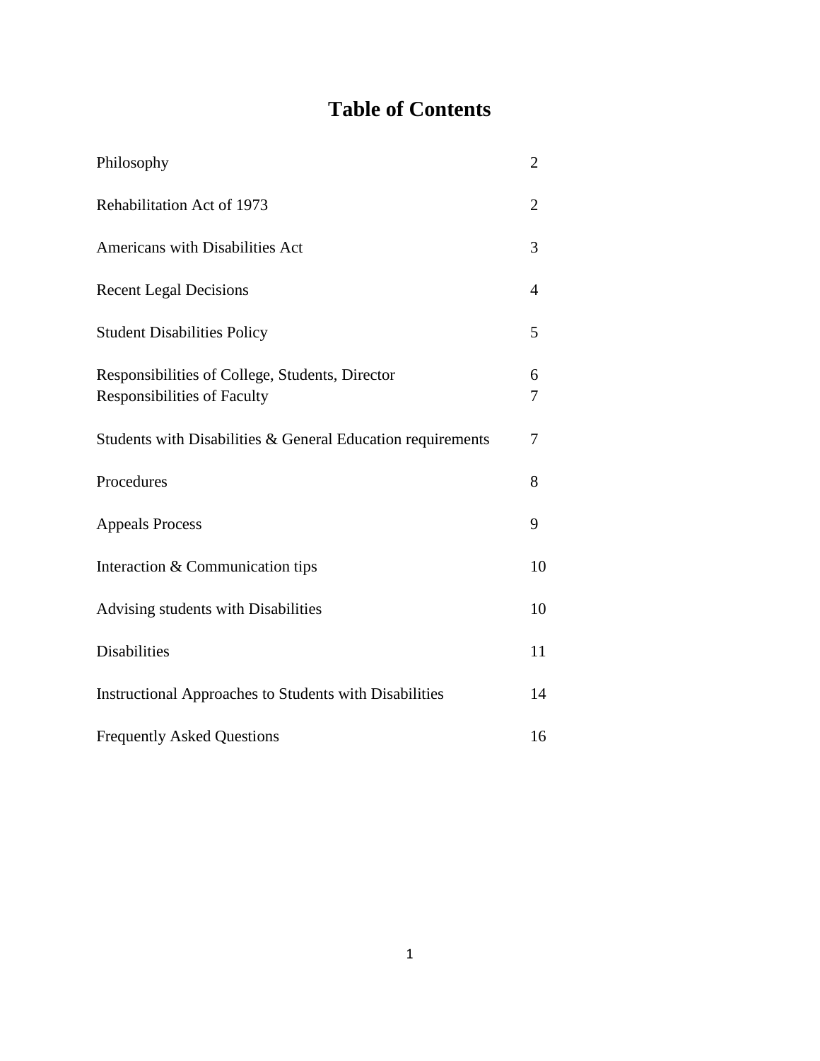# Table of Contents

| | |
|---|---|
| Philosophy | 2 |
| Rehabilitation Act of 1973 | 2 |
| Americans with Disabilities Act | 3 |
| Recent Legal Decisions | 4 |
| Student Disabilities Policy | 5 |
| Responsibilities of College, Students, Director | 6 |
| Responsibilities of Faculty | 7 |
| Students with Disabilities & General Education requirements | 7 |
| Procedures | 8 |
| Appeals Process | 9 |
| Interaction & Communication tips | 10 |
| Advising students with Disabilities | 10 |
| Disabilities | 11 |
| Instructional Approaches to Students with Disabilities | 14 |
| Frequently Asked Questions | 16 |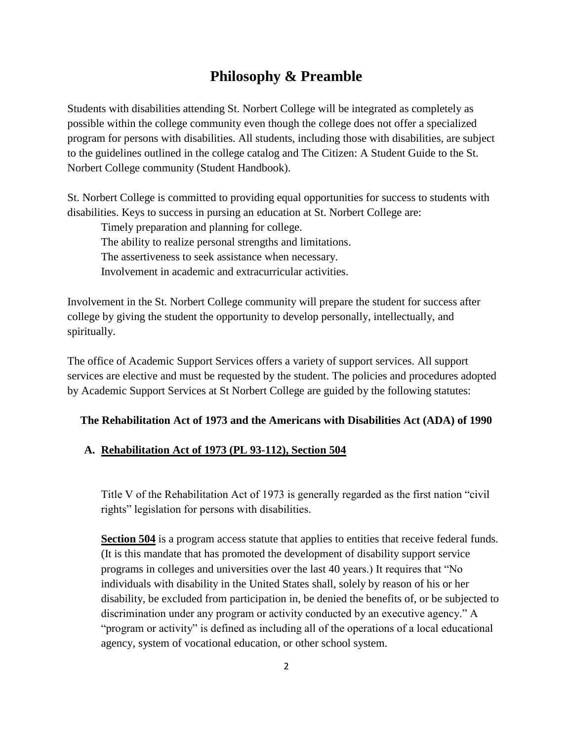# Philosophy & Preamble

Students with disabilities attending St. Norbert College will be integrated as completely as possible within the college community even though the college does not offer a specialized program for persons with disabilities. All students, including those with disabilities, are subject to the guidelines outlined in the college catalog and The Citizen: A Student Guide to the St. Norbert College community (Student Handbook).

St. Norbert College is committed to providing equal opportunities for success to students with disabilities. Keys to success in pursing an education at St. Norbert College are:

Timely preparation and planning for college.
The ability to realize personal strengths and limitations.
The assertiveness to seek assistance when necessary.
Involvement in academic and extracurricular activities.

Involvement in the St. Norbert College community will prepare the student for success after college by giving the student the opportunity to develop personally, intellectually, and spiritually.

The office of Academic Support Services offers a variety of support services. All support services are elective and must be requested by the student. The policies and procedures adopted by Academic Support Services at St Norbert College are guided by the following statutes:

**The Rehabilitation Act of 1973 and the Americans with Disabilities Act (ADA) of 1990**

## A. Rehabilitation Act of 1973 (PL 93-112), Section 504

Title V of the Rehabilitation Act of 1973 is generally regarded as the first nation "civil rights" legislation for persons with disabilities.

**Section 504** is a program access statute that applies to entities that receive federal funds. (It is this mandate that has promoted the development of disability support service programs in colleges and universities over the last 40 years.) It requires that "No individuals with disability in the United States shall, solely by reason of his or her disability, be excluded from participation in, be denied the benefits of, or be subjected to discrimination under any program or activity conducted by an executive agency." A "program or activity" is defined as including all of the operations of a local educational agency, system of vocational education, or other school system.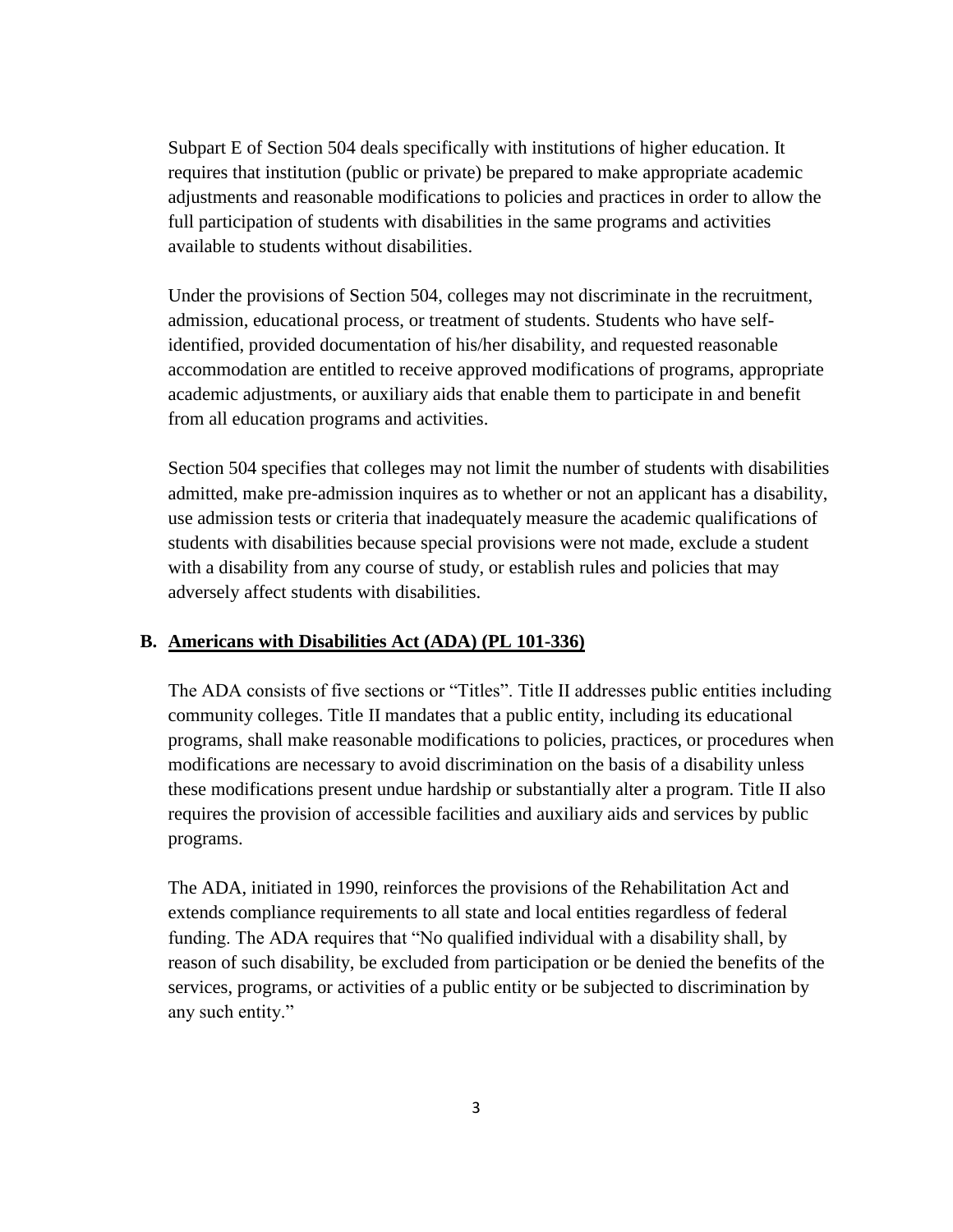Subpart E of Section 504 deals specifically with institutions of higher education. It requires that institution (public or private) be prepared to make appropriate academic adjustments and reasonable modifications to policies and practices in order to allow the full participation of students with disabilities in the same programs and activities available to students without disabilities.

Under the provisions of Section 504, colleges may not discriminate in the recruitment, admission, educational process, or treatment of students. Students who have self-identified, provided documentation of his/her disability, and requested reasonable accommodation are entitled to receive approved modifications of programs, appropriate academic adjustments, or auxiliary aids that enable them to participate in and benefit from all education programs and activities.

Section 504 specifies that colleges may not limit the number of students with disabilities admitted, make pre-admission inquires as to whether or not an applicant has a disability, use admission tests or criteria that inadequately measure the academic qualifications of students with disabilities because special provisions were not made, exclude a student with a disability from any course of study, or establish rules and policies that may adversely affect students with disabilities.

### B. Americans with Disabilities Act (ADA) (PL 101-336)

The ADA consists of five sections or "Titles". Title II addresses public entities including community colleges. Title II mandates that a public entity, including its educational programs, shall make reasonable modifications to policies, practices, or procedures when modifications are necessary to avoid discrimination on the basis of a disability unless these modifications present undue hardship or substantially alter a program. Title II also requires the provision of accessible facilities and auxiliary aids and services by public programs.

The ADA, initiated in 1990, reinforces the provisions of the Rehabilitation Act and extends compliance requirements to all state and local entities regardless of federal funding. The ADA requires that "No qualified individual with a disability shall, by reason of such disability, be excluded from participation or be denied the benefits of the services, programs, or activities of a public entity or be subjected to discrimination by any such entity."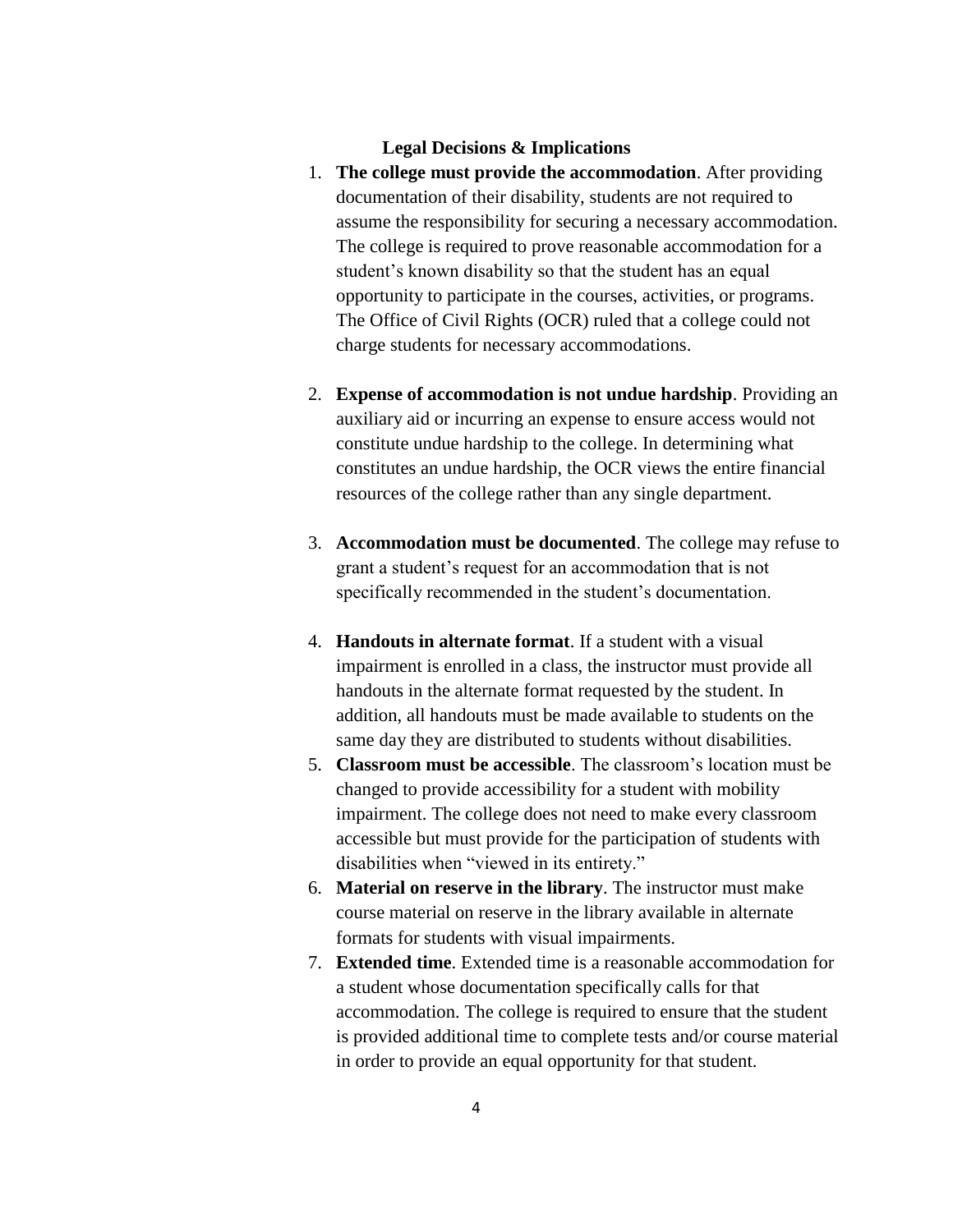## Legal Decisions & Implications

1. **The college must provide the accommodation**. After providing documentation of their disability, students are not required to assume the responsibility for securing a necessary accommodation. The college is required to prove reasonable accommodation for a student's known disability so that the student has an equal opportunity to participate in the courses, activities, or programs. The Office of Civil Rights (OCR) ruled that a college could not charge students for necessary accommodations.

2. **Expense of accommodation is not undue hardship**. Providing an auxiliary aid or incurring an expense to ensure access would not constitute undue hardship to the college. In determining what constitutes an undue hardship, the OCR views the entire financial resources of the college rather than any single department.

3. **Accommodation must be documented**. The college may refuse to grant a student's request for an accommodation that is not specifically recommended in the student's documentation.

4. **Handouts in alternate format**. If a student with a visual impairment is enrolled in a class, the instructor must provide all handouts in the alternate format requested by the student. In addition, all handouts must be made available to students on the same day they are distributed to students without disabilities.
5. **Classroom must be accessible**. The classroom's location must be changed to provide accessibility for a student with mobility impairment. The college does not need to make every classroom accessible but must provide for the participation of students with disabilities when "viewed in its entirety."
6. **Material on reserve in the library**. The instructor must make course material on reserve in the library available in alternate formats for students with visual impairments.
7. **Extended time**. Extended time is a reasonable accommodation for a student whose documentation specifically calls for that accommodation. The college is required to ensure that the student is provided additional time to complete tests and/or course material in order to provide an equal opportunity for that student.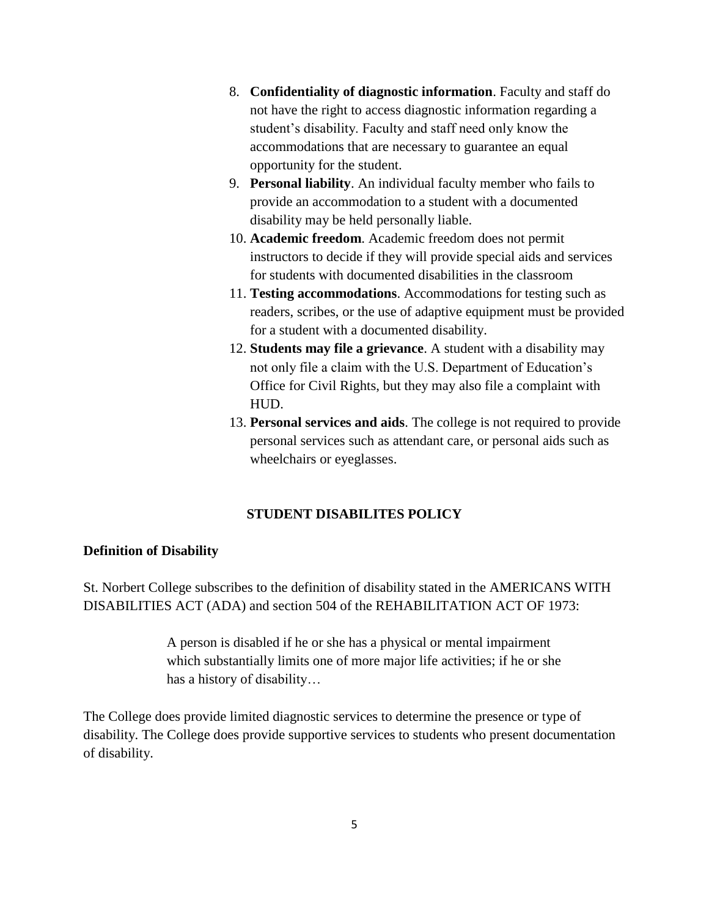8. **Confidentiality of diagnostic information**. Faculty and staff do not have the right to access diagnostic information regarding a student's disability. Faculty and staff need only know the accommodations that are necessary to guarantee an equal opportunity for the student.
9. **Personal liability**. An individual faculty member who fails to provide an accommodation to a student with a documented disability may be held personally liable.
10. **Academic freedom**. Academic freedom does not permit instructors to decide if they will provide special aids and services for students with documented disabilities in the classroom
11. **Testing accommodations**. Accommodations for testing such as readers, scribes, or the use of adaptive equipment must be provided for a student with a documented disability.
12. **Students may file a grievance**. A student with a disability may not only file a claim with the U.S. Department of Education's Office for Civil Rights, but they may also file a complaint with HUD.
13. **Personal services and aids**. The college is not required to provide personal services such as attendant care, or personal aids such as wheelchairs or eyeglasses.

## STUDENT DISABILITES POLICY

### Definition of Disability

St. Norbert College subscribes to the definition of disability stated in the AMERICANS WITH DISABILITIES ACT (ADA) and section 504 of the REHABILITATION ACT OF 1973:

> A person is disabled if he or she has a physical or mental impairment which substantially limits one of more major life activities; if he or she has a history of disability…

The College does provide limited diagnostic services to determine the presence or type of disability. The College does provide supportive services to students who present documentation of disability.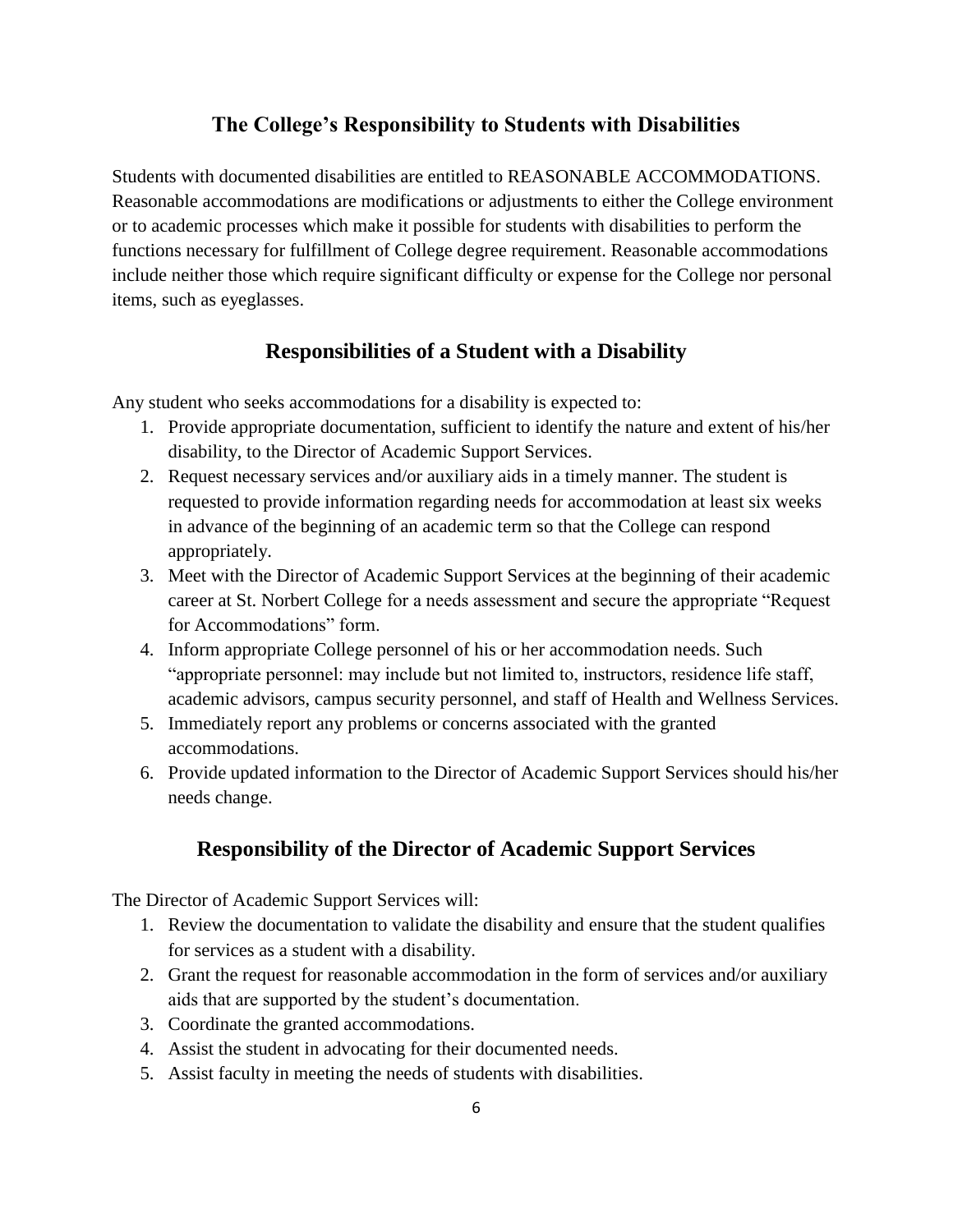## The College's Responsibility to Students with Disabilities

Students with documented disabilities are entitled to REASONABLE ACCOMMODATIONS. Reasonable accommodations are modifications or adjustments to either the College environment or to academic processes which make it possible for students with disabilities to perform the functions necessary for fulfillment of College degree requirement. Reasonable accommodations include neither those which require significant difficulty or expense for the College nor personal items, such as eyeglasses.

## Responsibilities of a Student with a Disability

Any student who seeks accommodations for a disability is expected to:

1. Provide appropriate documentation, sufficient to identify the nature and extent of his/her disability, to the Director of Academic Support Services.
2. Request necessary services and/or auxiliary aids in a timely manner. The student is requested to provide information regarding needs for accommodation at least six weeks in advance of the beginning of an academic term so that the College can respond appropriately.
3. Meet with the Director of Academic Support Services at the beginning of their academic career at St. Norbert College for a needs assessment and secure the appropriate "Request for Accommodations" form.
4. Inform appropriate College personnel of his or her accommodation needs. Such "appropriate personnel: may include but not limited to, instructors, residence life staff, academic advisors, campus security personnel, and staff of Health and Wellness Services.
5. Immediately report any problems or concerns associated with the granted accommodations.
6. Provide updated information to the Director of Academic Support Services should his/her needs change.

## Responsibility of the Director of Academic Support Services

The Director of Academic Support Services will:

1. Review the documentation to validate the disability and ensure that the student qualifies for services as a student with a disability.
2. Grant the request for reasonable accommodation in the form of services and/or auxiliary aids that are supported by the student's documentation.
3. Coordinate the granted accommodations.
4. Assist the student in advocating for their documented needs.
5. Assist faculty in meeting the needs of students with disabilities.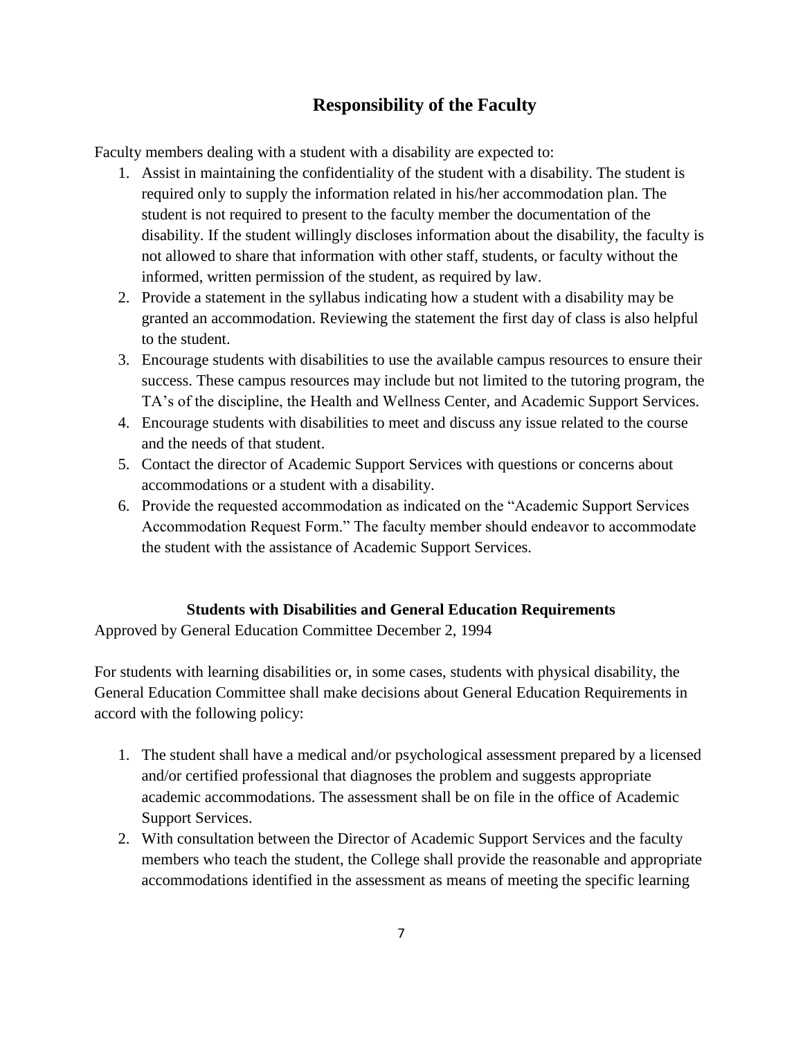## Responsibility of the Faculty

Faculty members dealing with a student with a disability are expected to:

1. Assist in maintaining the confidentiality of the student with a disability. The student is required only to supply the information related in his/her accommodation plan. The student is not required to present to the faculty member the documentation of the disability. If the student willingly discloses information about the disability, the faculty is not allowed to share that information with other staff, students, or faculty without the informed, written permission of the student, as required by law.
2. Provide a statement in the syllabus indicating how a student with a disability may be granted an accommodation. Reviewing the statement the first day of class is also helpful to the student.
3. Encourage students with disabilities to use the available campus resources to ensure their success. These campus resources may include but not limited to the tutoring program, the TA's of the discipline, the Health and Wellness Center, and Academic Support Services.
4. Encourage students with disabilities to meet and discuss any issue related to the course and the needs of that student.
5. Contact the director of Academic Support Services with questions or concerns about accommodations or a student with a disability.
6. Provide the requested accommodation as indicated on the "Academic Support Services Accommodation Request Form." The faculty member should endeavor to accommodate the student with the assistance of Academic Support Services.

### Students with Disabilities and General Education Requirements

Approved by General Education Committee December 2, 1994

For students with learning disabilities or, in some cases, students with physical disability, the General Education Committee shall make decisions about General Education Requirements in accord with the following policy:

1. The student shall have a medical and/or psychological assessment prepared by a licensed and/or certified professional that diagnoses the problem and suggests appropriate academic accommodations. The assessment shall be on file in the office of Academic Support Services.
2. With consultation between the Director of Academic Support Services and the faculty members who teach the student, the College shall provide the reasonable and appropriate accommodations identified in the assessment as means of meeting the specific learning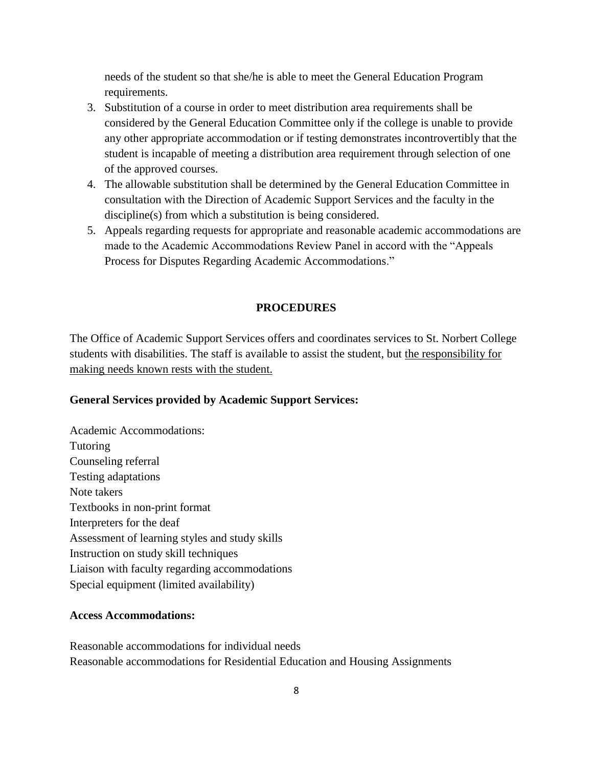needs of the student so that she/he is able to meet the General Education Program requirements.

3. Substitution of a course in order to meet distribution area requirements shall be considered by the General Education Committee only if the college is unable to provide any other appropriate accommodation or if testing demonstrates incontrovertibly that the student is incapable of meeting a distribution area requirement through selection of one of the approved courses.
4. The allowable substitution shall be determined by the General Education Committee in consultation with the Direction of Academic Support Services and the faculty in the discipline(s) from which a substitution is being considered.
5. Appeals regarding requests for appropriate and reasonable academic accommodations are made to the Academic Accommodations Review Panel in accord with the "Appeals Process for Disputes Regarding Academic Accommodations."

## PROCEDURES

The Office of Academic Support Services offers and coordinates services to St. Norbert College students with disabilities. The staff is available to assist the student, but the responsibility for making needs known rests with the student.

**General Services provided by Academic Support Services:**

Academic Accommodations:
Tutoring
Counseling referral
Testing adaptations
Note takers
Textbooks in non-print format
Interpreters for the deaf
Assessment of learning styles and study skills
Instruction on study skill techniques
Liaison with faculty regarding accommodations
Special equipment (limited availability)

**Access Accommodations:**

Reasonable accommodations for individual needs
Reasonable accommodations for Residential Education and Housing Assignments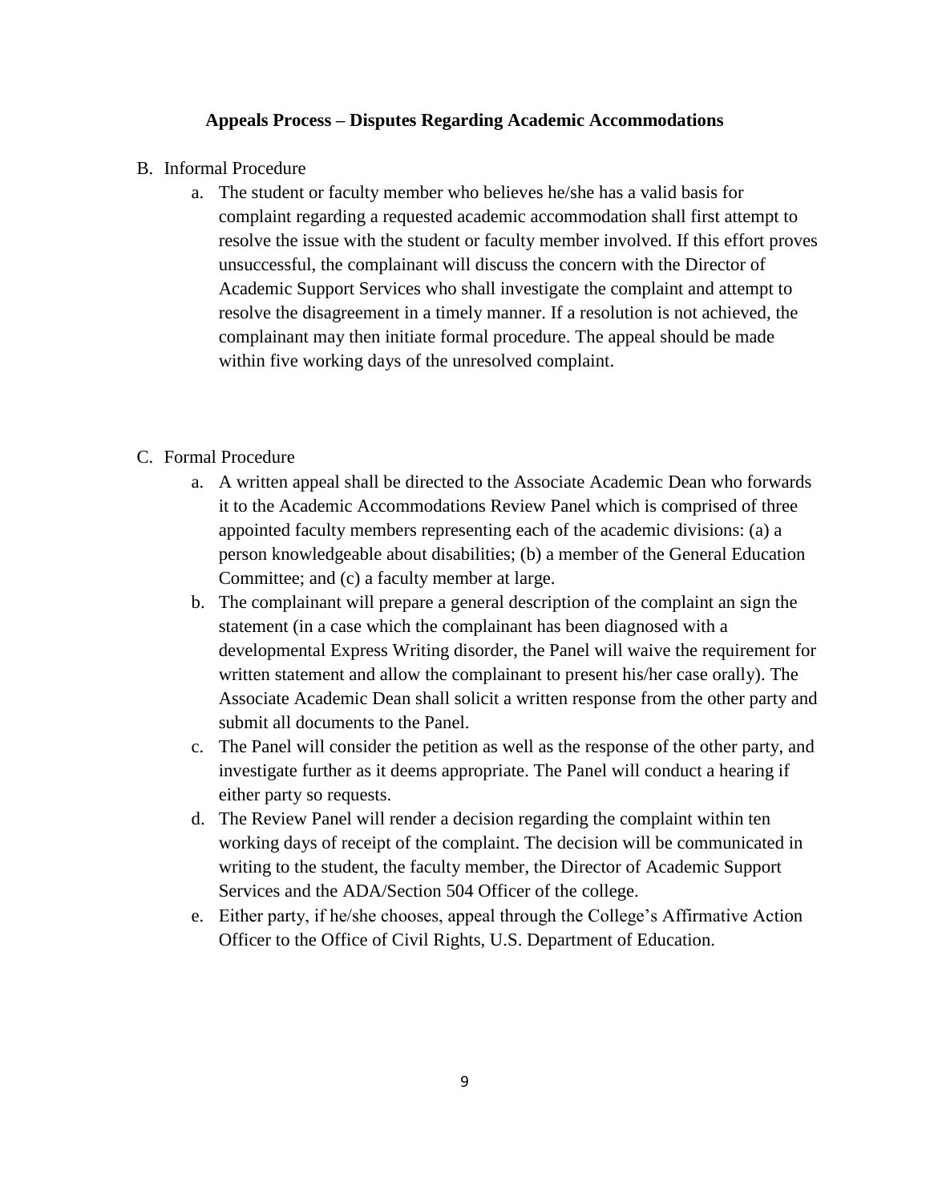**Appeals Process – Disputes Regarding Academic Accommodations**

B. Informal Procedure

   a. The student or faculty member who believes he/she has a valid basis for complaint regarding a requested academic accommodation shall first attempt to resolve the issue with the student or faculty member involved. If this effort proves unsuccessful, the complainant will discuss the concern with the Director of Academic Support Services who shall investigate the complaint and attempt to resolve the disagreement in a timely manner. If a resolution is not achieved, the complainant may then initiate formal procedure. The appeal should be made within five working days of the unresolved complaint.

C. Formal Procedure

   a. A written appeal shall be directed to the Associate Academic Dean who forwards it to the Academic Accommodations Review Panel which is comprised of three appointed faculty members representing each of the academic divisions: (a) a person knowledgeable about disabilities; (b) a member of the General Education Committee; and (c) a faculty member at large.
   b. The complainant will prepare a general description of the complaint an sign the statement (in a case which the complainant has been diagnosed with a developmental Express Writing disorder, the Panel will waive the requirement for written statement and allow the complainant to present his/her case orally). The Associate Academic Dean shall solicit a written response from the other party and submit all documents to the Panel.
   c. The Panel will consider the petition as well as the response of the other party, and investigate further as it deems appropriate. The Panel will conduct a hearing if either party so requests.
   d. The Review Panel will render a decision regarding the complaint within ten working days of receipt of the complaint. The decision will be communicated in writing to the student, the faculty member, the Director of Academic Support Services and the ADA/Section 504 Officer of the college.
   e. Either party, if he/she chooses, appeal through the College's Affirmative Action Officer to the Office of Civil Rights, U.S. Department of Education.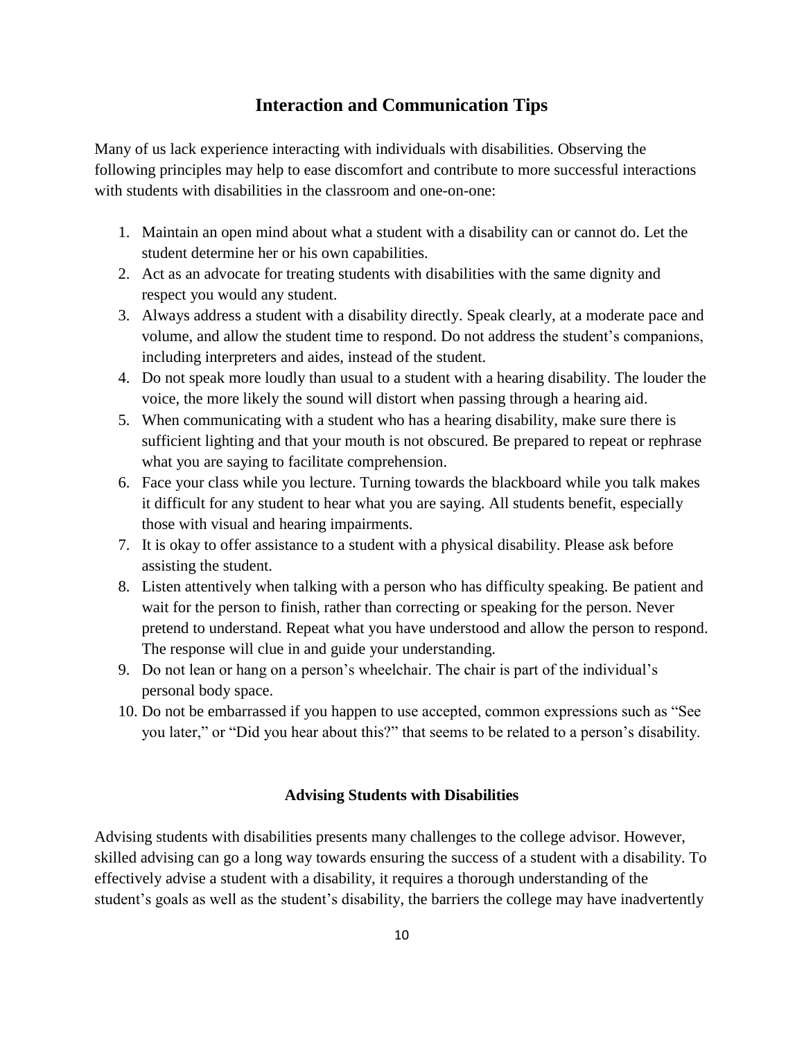## Interaction and Communication Tips

Many of us lack experience interacting with individuals with disabilities. Observing the following principles may help to ease discomfort and contribute to more successful interactions with students with disabilities in the classroom and one-on-one:

1. Maintain an open mind about what a student with a disability can or cannot do. Let the student determine her or his own capabilities.
2. Act as an advocate for treating students with disabilities with the same dignity and respect you would any student.
3. Always address a student with a disability directly. Speak clearly, at a moderate pace and volume, and allow the student time to respond. Do not address the student's companions, including interpreters and aides, instead of the student.
4. Do not speak more loudly than usual to a student with a hearing disability. The louder the voice, the more likely the sound will distort when passing through a hearing aid.
5. When communicating with a student who has a hearing disability, make sure there is sufficient lighting and that your mouth is not obscured. Be prepared to repeat or rephrase what you are saying to facilitate comprehension.
6. Face your class while you lecture. Turning towards the blackboard while you talk makes it difficult for any student to hear what you are saying. All students benefit, especially those with visual and hearing impairments.
7. It is okay to offer assistance to a student with a physical disability. Please ask before assisting the student.
8. Listen attentively when talking with a person who has difficulty speaking. Be patient and wait for the person to finish, rather than correcting or speaking for the person. Never pretend to understand. Repeat what you have understood and allow the person to respond. The response will clue in and guide your understanding.
9. Do not lean or hang on a person's wheelchair. The chair is part of the individual's personal body space.
10. Do not be embarrassed if you happen to use accepted, common expressions such as "See you later," or "Did you hear about this?" that seems to be related to a person's disability.

### Advising Students with Disabilities

Advising students with disabilities presents many challenges to the college advisor. However, skilled advising can go a long way towards ensuring the success of a student with a disability. To effectively advise a student with a disability, it requires a thorough understanding of the student's goals as well as the student's disability, the barriers the college may have inadvertently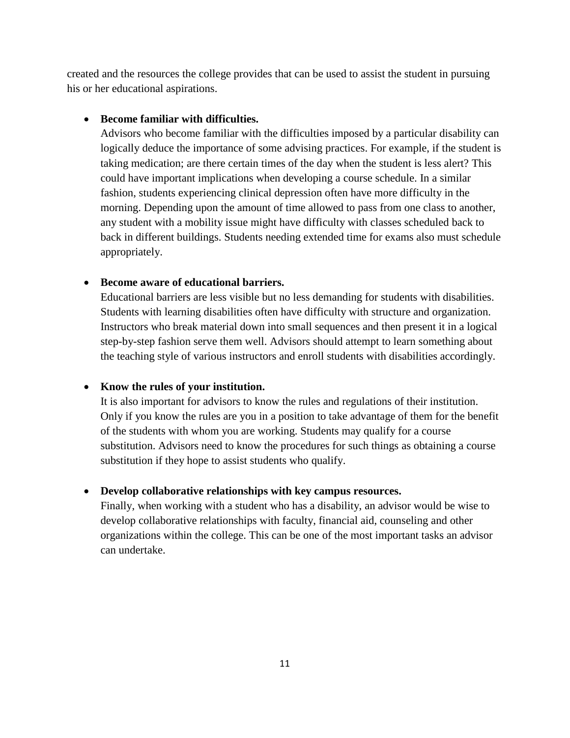created and the resources the college provides that can be used to assist the student in pursuing his or her educational aspirations.

- **Become familiar with difficulties.**
  Advisors who become familiar with the difficulties imposed by a particular disability can logically deduce the importance of some advising practices. For example, if the student is taking medication; are there certain times of the day when the student is less alert? This could have important implications when developing a course schedule. In a similar fashion, students experiencing clinical depression often have more difficulty in the morning. Depending upon the amount of time allowed to pass from one class to another, any student with a mobility issue might have difficulty with classes scheduled back to back in different buildings. Students needing extended time for exams also must schedule appropriately.

- **Become aware of educational barriers.**
  Educational barriers are less visible but no less demanding for students with disabilities. Students with learning disabilities often have difficulty with structure and organization. Instructors who break material down into small sequences and then present it in a logical step-by-step fashion serve them well. Advisors should attempt to learn something about the teaching style of various instructors and enroll students with disabilities accordingly.

- **Know the rules of your institution.**
  It is also important for advisors to know the rules and regulations of their institution. Only if you know the rules are you in a position to take advantage of them for the benefit of the students with whom you are working. Students may qualify for a course substitution. Advisors need to know the procedures for such things as obtaining a course substitution if they hope to assist students who qualify.

- **Develop collaborative relationships with key campus resources.**
  Finally, when working with a student who has a disability, an advisor would be wise to develop collaborative relationships with faculty, financial aid, counseling and other organizations within the college. This can be one of the most important tasks an advisor can undertake.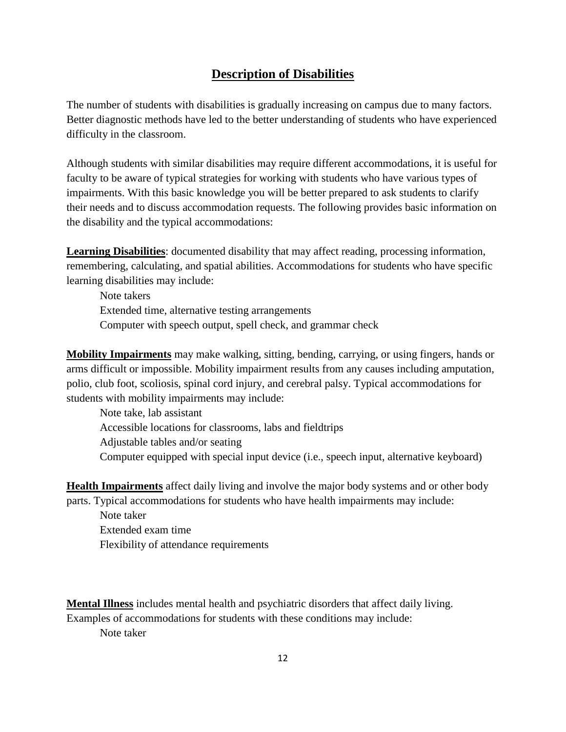## Description of Disabilities

The number of students with disabilities is gradually increasing on campus due to many factors. Better diagnostic methods have led to the better understanding of students who have experienced difficulty in the classroom.

Although students with similar disabilities may require different accommodations, it is useful for faculty to be aware of typical strategies for working with students who have various types of impairments. With this basic knowledge you will be better prepared to ask students to clarify their needs and to discuss accommodation requests. The following provides basic information on the disability and the typical accommodations:

**Learning Disabilities**: documented disability that may affect reading, processing information, remembering, calculating, and spatial abilities. Accommodations for students who have specific learning disabilities may include:

- Note takers
- Extended time, alternative testing arrangements
- Computer with speech output, spell check, and grammar check

**Mobility Impairments** may make walking, sitting, bending, carrying, or using fingers, hands or arms difficult or impossible. Mobility impairment results from any causes including amputation, polio, club foot, scoliosis, spinal cord injury, and cerebral palsy. Typical accommodations for students with mobility impairments may include:

- Note take, lab assistant
- Accessible locations for classrooms, labs and fieldtrips
- Adjustable tables and/or seating
- Computer equipped with special input device (i.e., speech input, alternative keyboard)

**Health Impairments** affect daily living and involve the major body systems and or other body parts. Typical accommodations for students who have health impairments may include:

- Note taker
- Extended exam time
- Flexibility of attendance requirements

**Mental Illness** includes mental health and psychiatric disorders that affect daily living. Examples of accommodations for students with these conditions may include:

- Note taker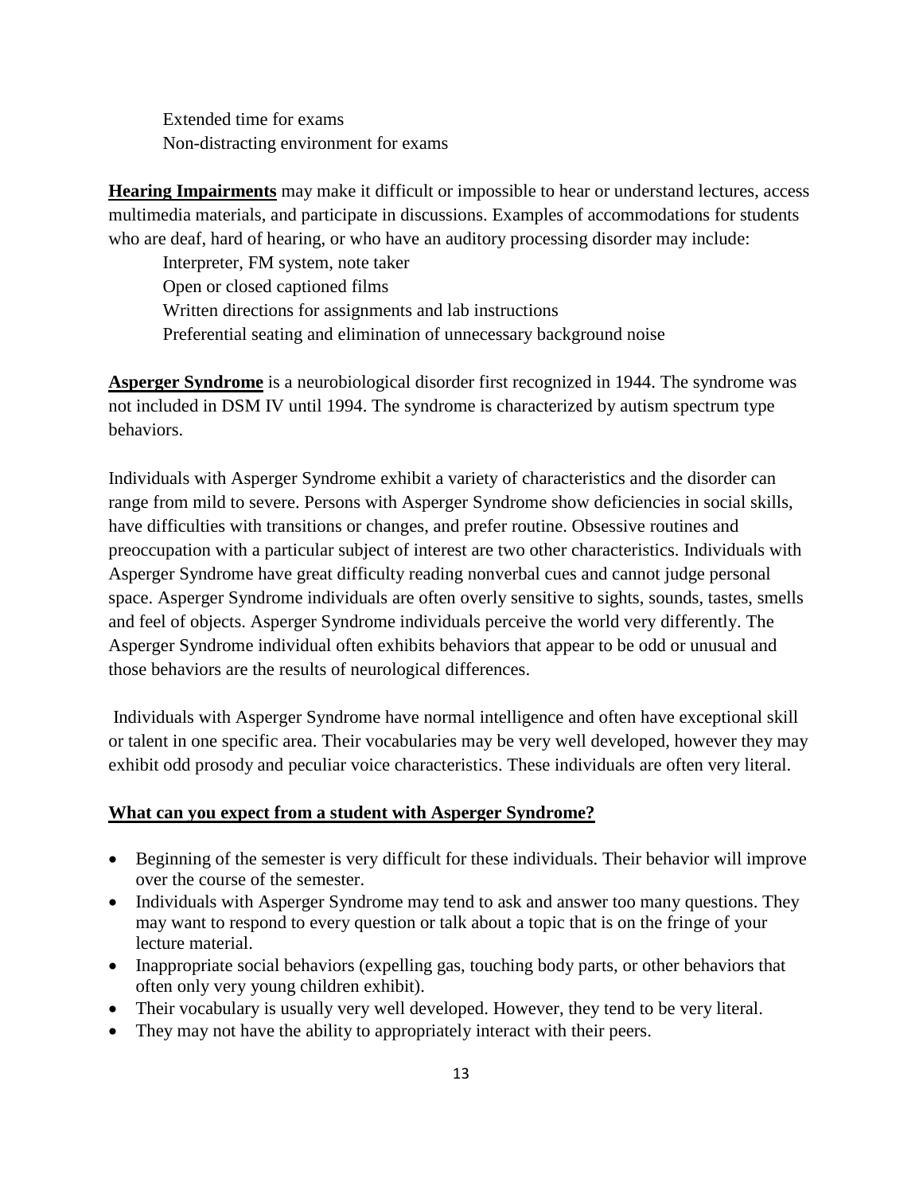Extended time for exams
Non-distracting environment for exams

**Hearing Impairments** may make it difficult or impossible to hear or understand lectures, access multimedia materials, and participate in discussions. Examples of accommodations for students who are deaf, hard of hearing, or who have an auditory processing disorder may include:

Interpreter, FM system, note taker
Open or closed captioned films
Written directions for assignments and lab instructions
Preferential seating and elimination of unnecessary background noise

**Asperger Syndrome** is a neurobiological disorder first recognized in 1944. The syndrome was not included in DSM IV until 1994. The syndrome is characterized by autism spectrum type behaviors.

Individuals with Asperger Syndrome exhibit a variety of characteristics and the disorder can range from mild to severe. Persons with Asperger Syndrome show deficiencies in social skills, have difficulties with transitions or changes, and prefer routine. Obsessive routines and preoccupation with a particular subject of interest are two other characteristics. Individuals with Asperger Syndrome have great difficulty reading nonverbal cues and cannot judge personal space. Asperger Syndrome individuals are often overly sensitive to sights, sounds, tastes, smells and feel of objects. Asperger Syndrome individuals perceive the world very differently. The Asperger Syndrome individual often exhibits behaviors that appear to be odd or unusual and those behaviors are the results of neurological differences.

Individuals with Asperger Syndrome have normal intelligence and often have exceptional skill or talent in one specific area. Their vocabularies may be very well developed, however they may exhibit odd prosody and peculiar voice characteristics. These individuals are often very literal.

**What can you expect from a student with Asperger Syndrome?**

- Beginning of the semester is very difficult for these individuals. Their behavior will improve over the course of the semester.
- Individuals with Asperger Syndrome may tend to ask and answer too many questions. They may want to respond to every question or talk about a topic that is on the fringe of your lecture material.
- Inappropriate social behaviors (expelling gas, touching body parts, or other behaviors that often only very young children exhibit).
- Their vocabulary is usually very well developed. However, they tend to be very literal.
- They may not have the ability to appropriately interact with their peers.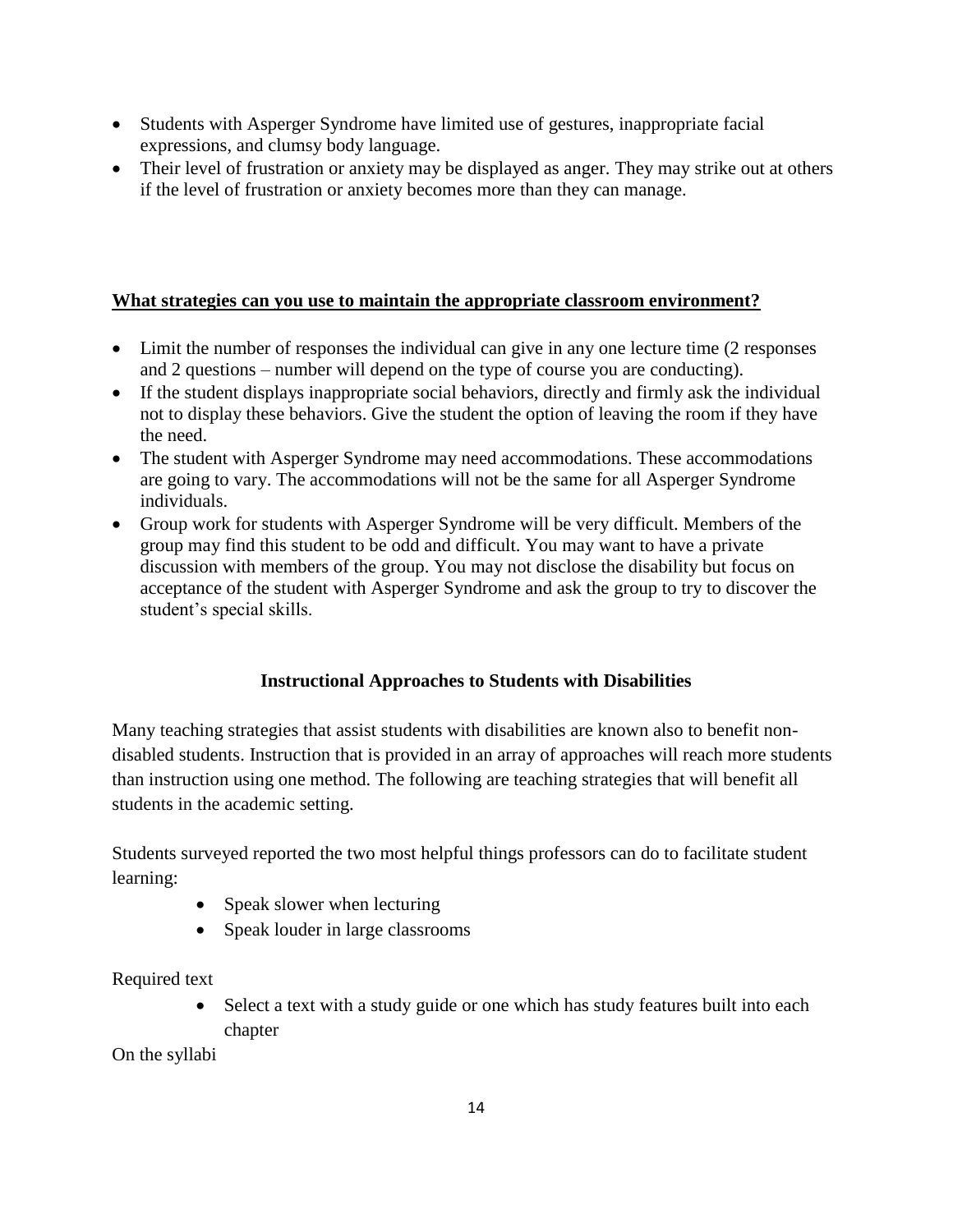- Students with Asperger Syndrome have limited use of gestures, inappropriate facial expressions, and clumsy body language.
- Their level of frustration or anxiety may be displayed as anger. They may strike out at others if the level of frustration or anxiety becomes more than they can manage.

**<u>What strategies can you use to maintain the appropriate classroom environment?</u>**

- Limit the number of responses the individual can give in any one lecture time (2 responses and 2 questions – number will depend on the type of course you are conducting).
- If the student displays inappropriate social behaviors, directly and firmly ask the individual not to display these behaviors. Give the student the option of leaving the room if they have the need.
- The student with Asperger Syndrome may need accommodations. These accommodations are going to vary. The accommodations will not be the same for all Asperger Syndrome individuals.
- Group work for students with Asperger Syndrome will be very difficult. Members of the group may find this student to be odd and difficult. You may want to have a private discussion with members of the group. You may not disclose the disability but focus on acceptance of the student with Asperger Syndrome and ask the group to try to discover the student's special skills.

## Instructional Approaches to Students with Disabilities

Many teaching strategies that assist students with disabilities are known also to benefit non-disabled students. Instruction that is provided in an array of approaches will reach more students than instruction using one method. The following are teaching strategies that will benefit all students in the academic setting.

Students surveyed reported the two most helpful things professors can do to facilitate student learning:

- Speak slower when lecturing
- Speak louder in large classrooms

Required text

- Select a text with a study guide or one which has study features built into each chapter

On the syllabi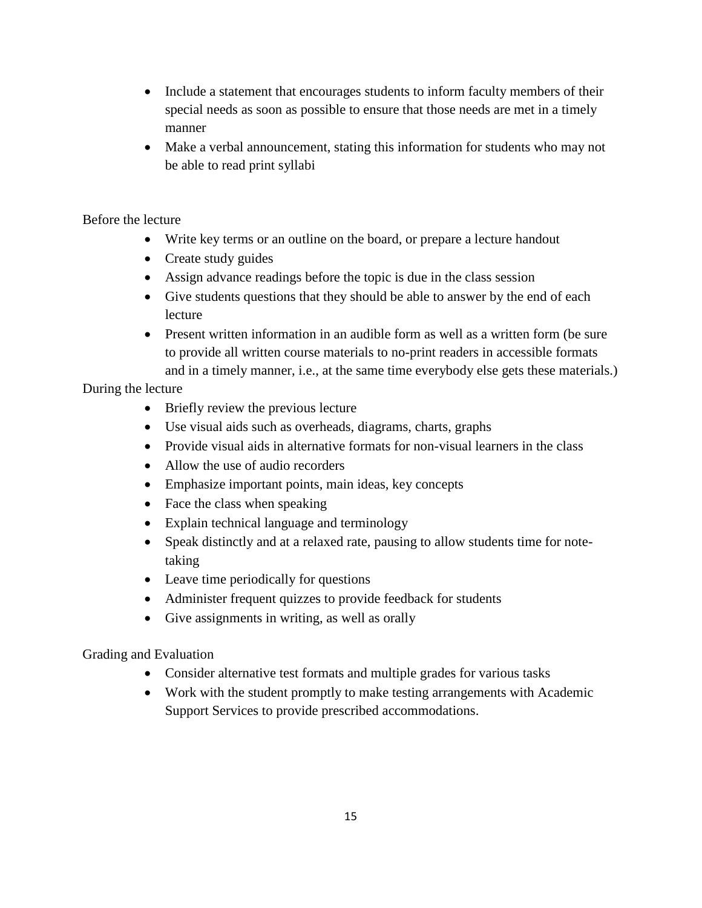- Include a statement that encourages students to inform faculty members of their special needs as soon as possible to ensure that those needs are met in a timely manner
- Make a verbal announcement, stating this information for students who may not be able to read print syllabi

Before the lecture

- Write key terms or an outline on the board, or prepare a lecture handout
- Create study guides
- Assign advance readings before the topic is due in the class session
- Give students questions that they should be able to answer by the end of each lecture
- Present written information in an audible form as well as a written form (be sure to provide all written course materials to no-print readers in accessible formats and in a timely manner, i.e., at the same time everybody else gets these materials.)

During the lecture

- Briefly review the previous lecture
- Use visual aids such as overheads, diagrams, charts, graphs
- Provide visual aids in alternative formats for non-visual learners in the class
- Allow the use of audio recorders
- Emphasize important points, main ideas, key concepts
- Face the class when speaking
- Explain technical language and terminology
- Speak distinctly and at a relaxed rate, pausing to allow students time for note-taking
- Leave time periodically for questions
- Administer frequent quizzes to provide feedback for students
- Give assignments in writing, as well as orally

Grading and Evaluation

- Consider alternative test formats and multiple grades for various tasks
- Work with the student promptly to make testing arrangements with Academic Support Services to provide prescribed accommodations.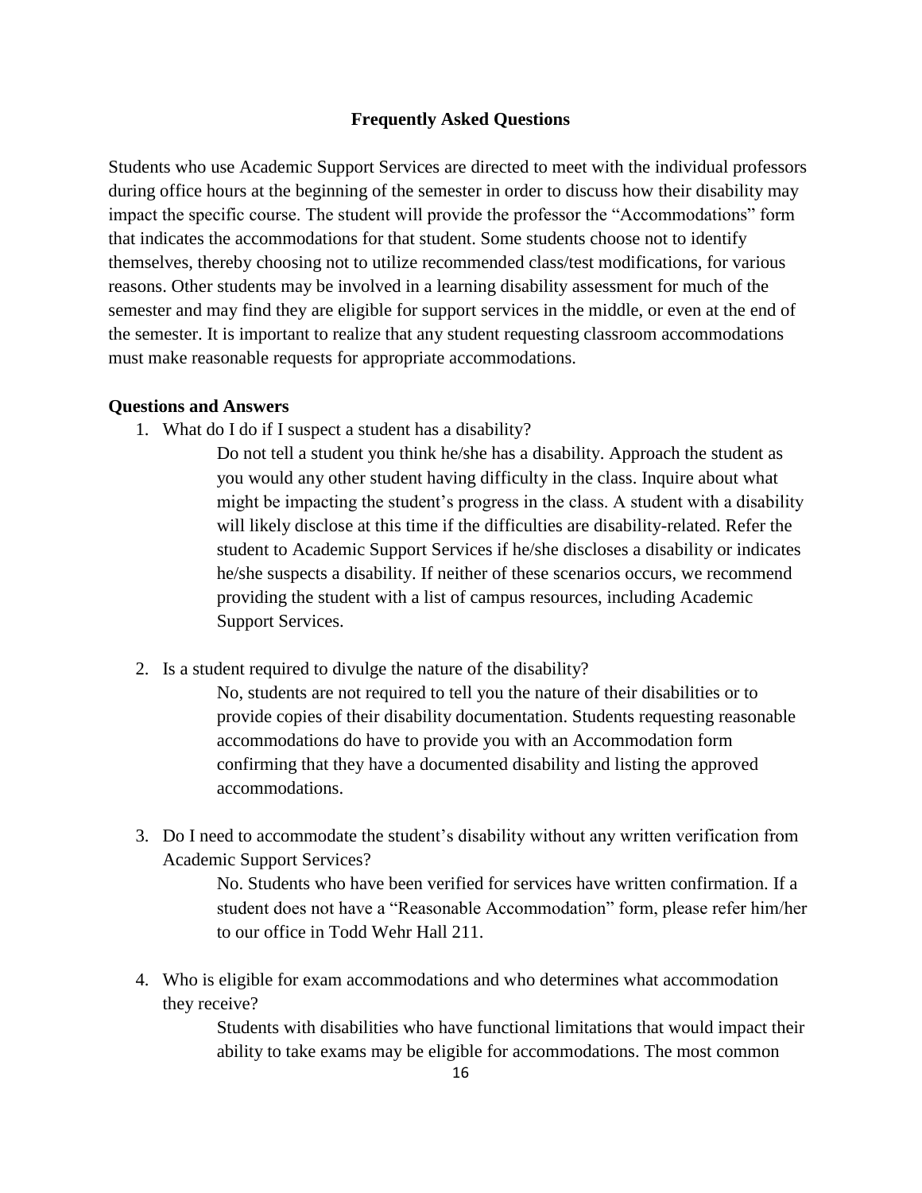## Frequently Asked Questions

Students who use Academic Support Services are directed to meet with the individual professors during office hours at the beginning of the semester in order to discuss how their disability may impact the specific course. The student will provide the professor the "Accommodations" form that indicates the accommodations for that student. Some students choose not to identify themselves, thereby choosing not to utilize recommended class/test modifications, for various reasons. Other students may be involved in a learning disability assessment for much of the semester and may find they are eligible for support services in the middle, or even at the end of the semester. It is important to realize that any student requesting classroom accommodations must make reasonable requests for appropriate accommodations.

### Questions and Answers

1. What do I do if I suspect a student has a disability?

   Do not tell a student you think he/she has a disability. Approach the student as you would any other student having difficulty in the class. Inquire about what might be impacting the student's progress in the class. A student with a disability will likely disclose at this time if the difficulties are disability-related. Refer the student to Academic Support Services if he/she discloses a disability or indicates he/she suspects a disability. If neither of these scenarios occurs, we recommend providing the student with a list of campus resources, including Academic Support Services.

2. Is a student required to divulge the nature of the disability?

   No, students are not required to tell you the nature of their disabilities or to provide copies of their disability documentation. Students requesting reasonable accommodations do have to provide you with an Accommodation form confirming that they have a documented disability and listing the approved accommodations.

3. Do I need to accommodate the student's disability without any written verification from Academic Support Services?

   No. Students who have been verified for services have written confirmation. If a student does not have a "Reasonable Accommodation" form, please refer him/her to our office in Todd Wehr Hall 211.

4. Who is eligible for exam accommodations and who determines what accommodation they receive?

   Students with disabilities who have functional limitations that would impact their ability to take exams may be eligible for accommodations. The most common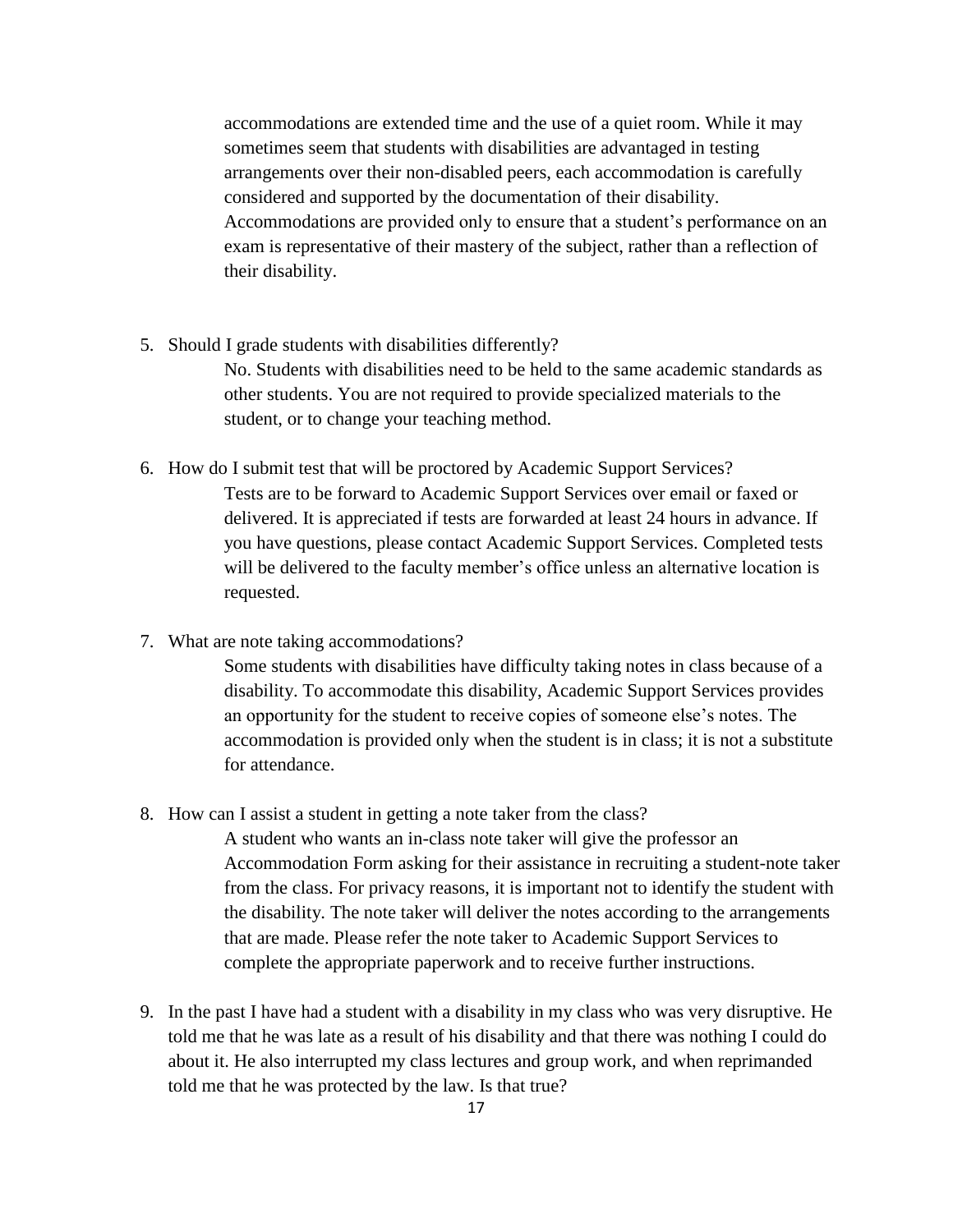accommodations are extended time and the use of a quiet room. While it may sometimes seem that students with disabilities are advantaged in testing arrangements over their non-disabled peers, each accommodation is carefully considered and supported by the documentation of their disability. Accommodations are provided only to ensure that a student's performance on an exam is representative of their mastery of the subject, rather than a reflection of their disability.

5. Should I grade students with disabilities differently?

   No. Students with disabilities need to be held to the same academic standards as other students. You are not required to provide specialized materials to the student, or to change your teaching method.

6. How do I submit test that will be proctored by Academic Support Services?

   Tests are to be forward to Academic Support Services over email or faxed or delivered. It is appreciated if tests are forwarded at least 24 hours in advance. If you have questions, please contact Academic Support Services. Completed tests will be delivered to the faculty member's office unless an alternative location is requested.

7. What are note taking accommodations?

   Some students with disabilities have difficulty taking notes in class because of a disability. To accommodate this disability, Academic Support Services provides an opportunity for the student to receive copies of someone else's notes. The accommodation is provided only when the student is in class; it is not a substitute for attendance.

8. How can I assist a student in getting a note taker from the class?

   A student who wants an in-class note taker will give the professor an Accommodation Form asking for their assistance in recruiting a student-note taker from the class. For privacy reasons, it is important not to identify the student with the disability. The note taker will deliver the notes according to the arrangements that are made. Please refer the note taker to Academic Support Services to complete the appropriate paperwork and to receive further instructions.

9. In the past I have had a student with a disability in my class who was very disruptive. He told me that he was late as a result of his disability and that there was nothing I could do about it. He also interrupted my class lectures and group work, and when reprimanded told me that he was protected by the law. Is that true?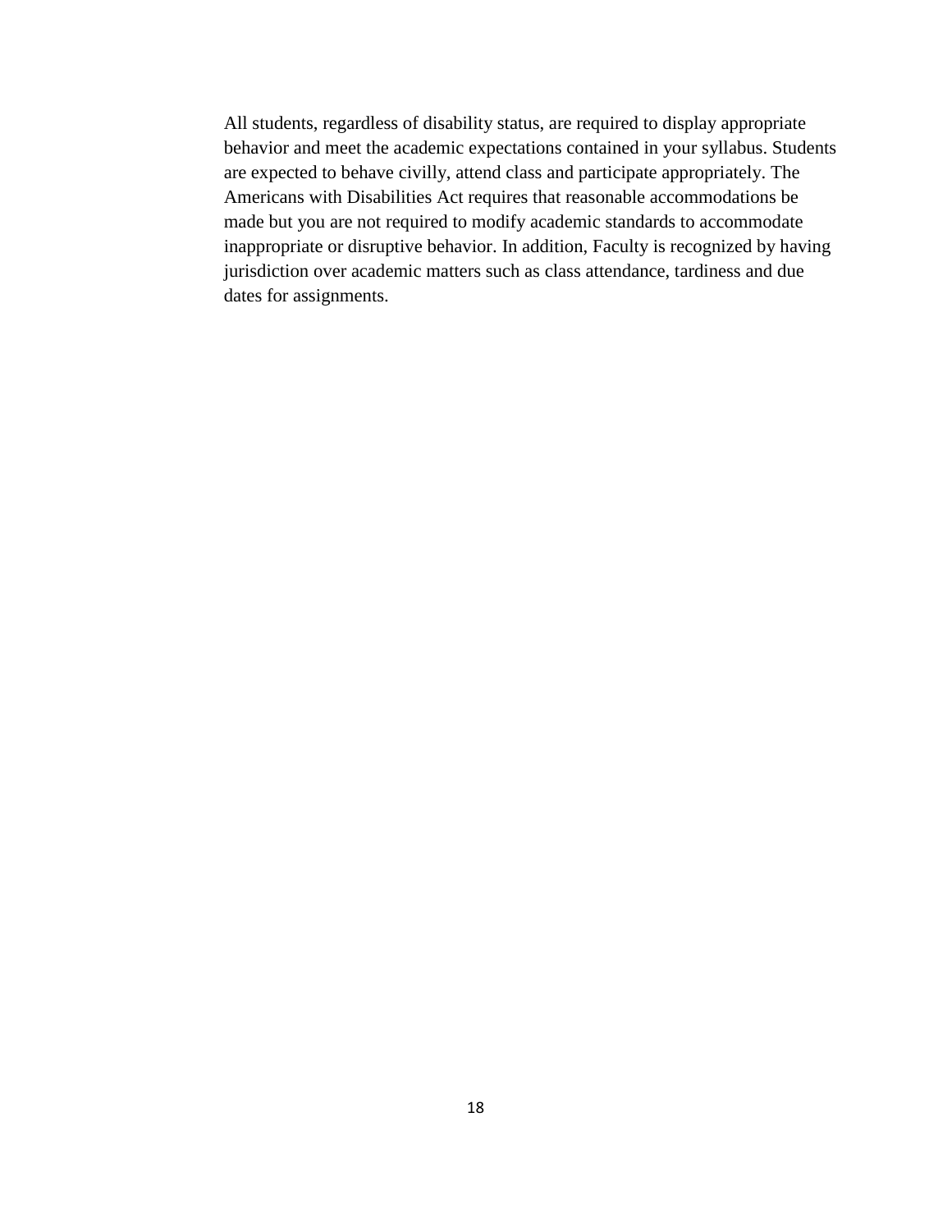All students, regardless of disability status, are required to display appropriate behavior and meet the academic expectations contained in your syllabus. Students are expected to behave civilly, attend class and participate appropriately. The Americans with Disabilities Act requires that reasonable accommodations be made but you are not required to modify academic standards to accommodate inappropriate or disruptive behavior. In addition, Faculty is recognized by having jurisdiction over academic matters such as class attendance, tardiness and due dates for assignments.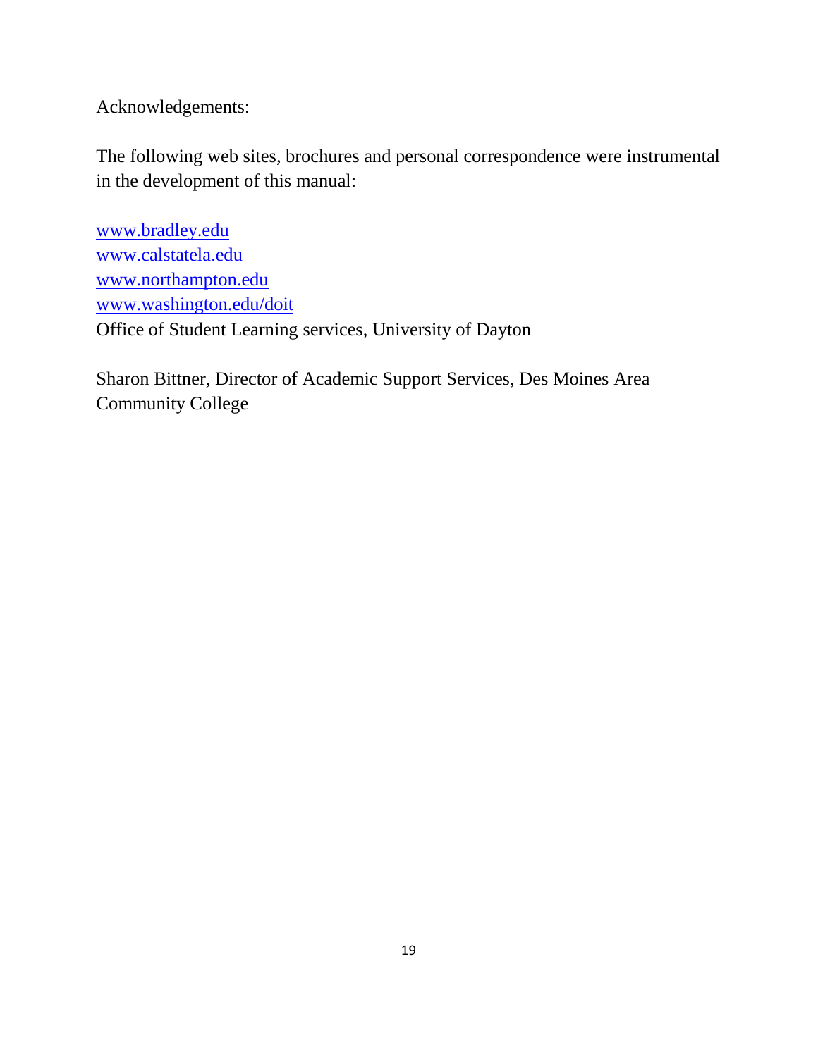Acknowledgements:

The following web sites, brochures and personal correspondence were instrumental in the development of this manual:

[www.bradley.edu](http://www.bradley.edu)
[www.calstatela.edu](http://www.calstatela.edu)
[www.northampton.edu](http://www.northampton.edu)
[www.washington.edu/doit](http://www.washington.edu/doit)
Office of Student Learning services, University of Dayton

Sharon Bittner, Director of Academic Support Services, Des Moines Area Community College